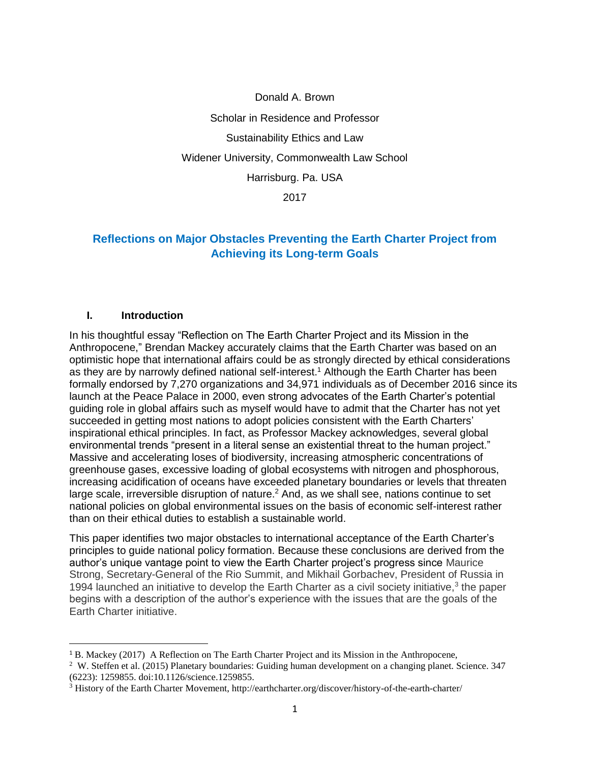Donald A. Brown

Scholar in Residence and Professor

Sustainability Ethics and Law

Widener University, Commonwealth Law School

Harrisburg. Pa. USA

2017

# Reflections on Major Obstacles Preventing the Earth Charter Project from Achieving its Long-term Goals

## I. Introduction

In his thoughtful essay "Reflection on The Earth Charter Project and its Mission in the Anthropocene," Brendan Mackey accurately claims that the Earth Charter was based on an optimistic hope that international affairs could be as strongly directed by ethical considerations as they are by narrowly defined national self-interest.[1] Although the Earth Charter has been formally endorsed by 7,270 organizations and 34,971 individuals as of December 2016 since its launch at the Peace Palace in 2000, even strong advocates of the Earth Charter's potential guiding role in global affairs such as myself would have to admit that the Charter has not yet succeeded in getting most nations to adopt policies consistent with the Earth Charters' inspirational ethical principles. In fact, as Professor Mackey acknowledges, several global environmental trends "present in a literal sense an existential threat to the human project." Massive and accelerating loses of biodiversity, increasing atmospheric concentrations of greenhouse gases, excessive loading of global ecosystems with nitrogen and phosphorous, increasing acidification of oceans have exceeded planetary boundaries or levels that threaten large scale, irreversible disruption of nature.[2] And, as we shall see, nations continue to set national policies on global environmental issues on the basis of economic self-interest rather than on their ethical duties to establish a sustainable world.

This paper identifies two major obstacles to international acceptance of the Earth Charter's principles to guide national policy formation. Because these conclusions are derived from the author's unique vantage point to view the Earth Charter project's progress since Maurice Strong, Secretary-General of the Rio Summit, and Mikhail Gorbachev, President of Russia in 1994 launched an initiative to develop the Earth Charter as a civil society initiative,[3] the paper begins with a description of the author's experience with the issues that are the goals of the Earth Charter initiative.

---

[1] B. Mackey (2017) A Reflection on The Earth Charter Project and its Mission in the Anthropocene,

[2] W. Steffen et al. (2015) Planetary boundaries: Guiding human development on a changing planet. Science. 347 (6223): 1259855. doi:10.1126/science.1259855.

[3] History of the Earth Charter Movement, http://earthcharter.org/discover/history-of-the-earth-charter/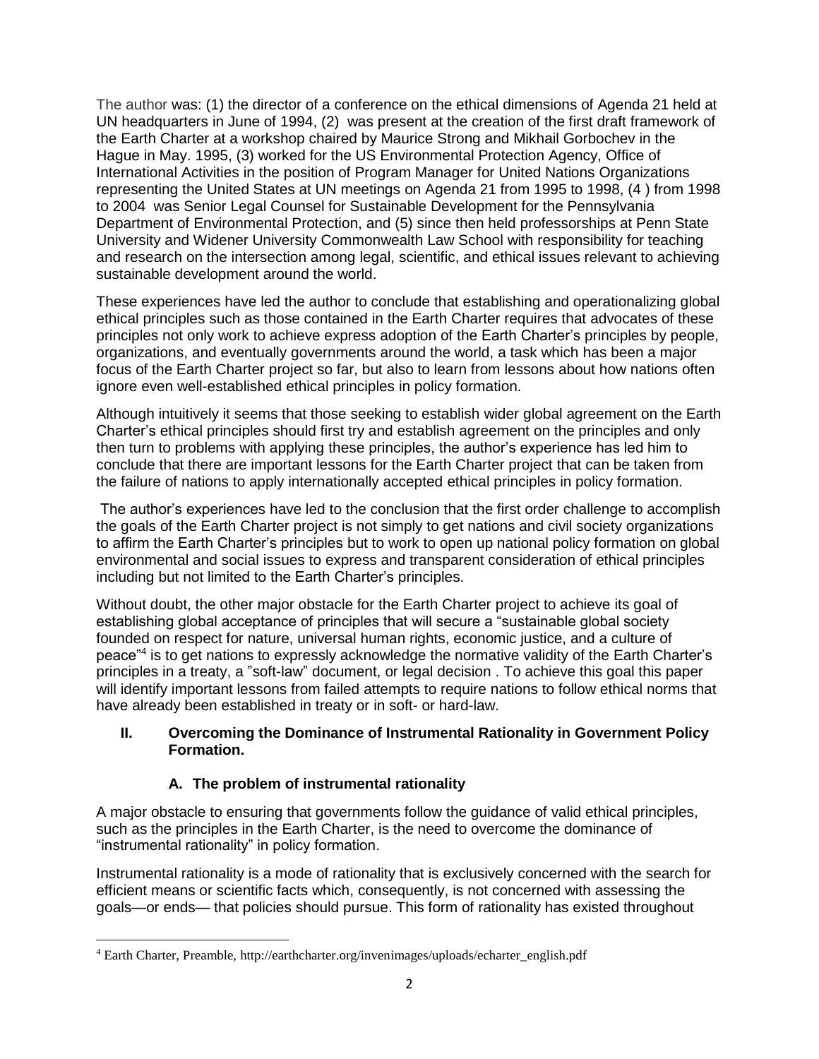The author was: (1) the director of a conference on the ethical dimensions of Agenda 21 held at UN headquarters in June of 1994, (2) was present at the creation of the first draft framework of the Earth Charter at a workshop chaired by Maurice Strong and Mikhail Gorbochev in the Hague in May. 1995, (3) worked for the US Environmental Protection Agency, Office of International Activities in the position of Program Manager for United Nations Organizations representing the United States at UN meetings on Agenda 21 from 1995 to 1998, (4 ) from 1998 to 2004 was Senior Legal Counsel for Sustainable Development for the Pennsylvania Department of Environmental Protection, and (5) since then held professorships at Penn State University and Widener University Commonwealth Law School with responsibility for teaching and research on the intersection among legal, scientific, and ethical issues relevant to achieving sustainable development around the world.

These experiences have led the author to conclude that establishing and operationalizing global ethical principles such as those contained in the Earth Charter requires that advocates of these principles not only work to achieve express adoption of the Earth Charter's principles by people, organizations, and eventually governments around the world, a task which has been a major focus of the Earth Charter project so far, but also to learn from lessons about how nations often ignore even well-established ethical principles in policy formation.

Although intuitively it seems that those seeking to establish wider global agreement on the Earth Charter's ethical principles should first try and establish agreement on the principles and only then turn to problems with applying these principles, the author's experience has led him to conclude that there are important lessons for the Earth Charter project that can be taken from the failure of nations to apply internationally accepted ethical principles in policy formation.

The author's experiences have led to the conclusion that the first order challenge to accomplish the goals of the Earth Charter project is not simply to get nations and civil society organizations to affirm the Earth Charter's principles but to work to open up national policy formation on global environmental and social issues to express and transparent consideration of ethical principles including but not limited to the Earth Charter's principles.

Without doubt, the other major obstacle for the Earth Charter project to achieve its goal of establishing global acceptance of principles that will secure a "sustainable global society founded on respect for nature, universal human rights, economic justice, and a culture of peace"[4] is to get nations to expressly acknowledge the normative validity of the Earth Charter's principles in a treaty, a "soft-law" document, or legal decision . To achieve this goal this paper will identify important lessons from failed attempts to require nations to follow ethical norms that have already been established in treaty or in soft- or hard-law.

## II. Overcoming the Dominance of Instrumental Rationality in Government Policy Formation.

### A. The problem of instrumental rationality

A major obstacle to ensuring that governments follow the guidance of valid ethical principles, such as the principles in the Earth Charter, is the need to overcome the dominance of "instrumental rationality" in policy formation.

Instrumental rationality is a mode of rationality that is exclusively concerned with the search for efficient means or scientific facts which, consequently, is not concerned with assessing the goals—or ends— that policies should pursue. This form of rationality has existed throughout

[4] Earth Charter, Preamble, http://earthcharter.org/invenimages/uploads/echarter_english.pdf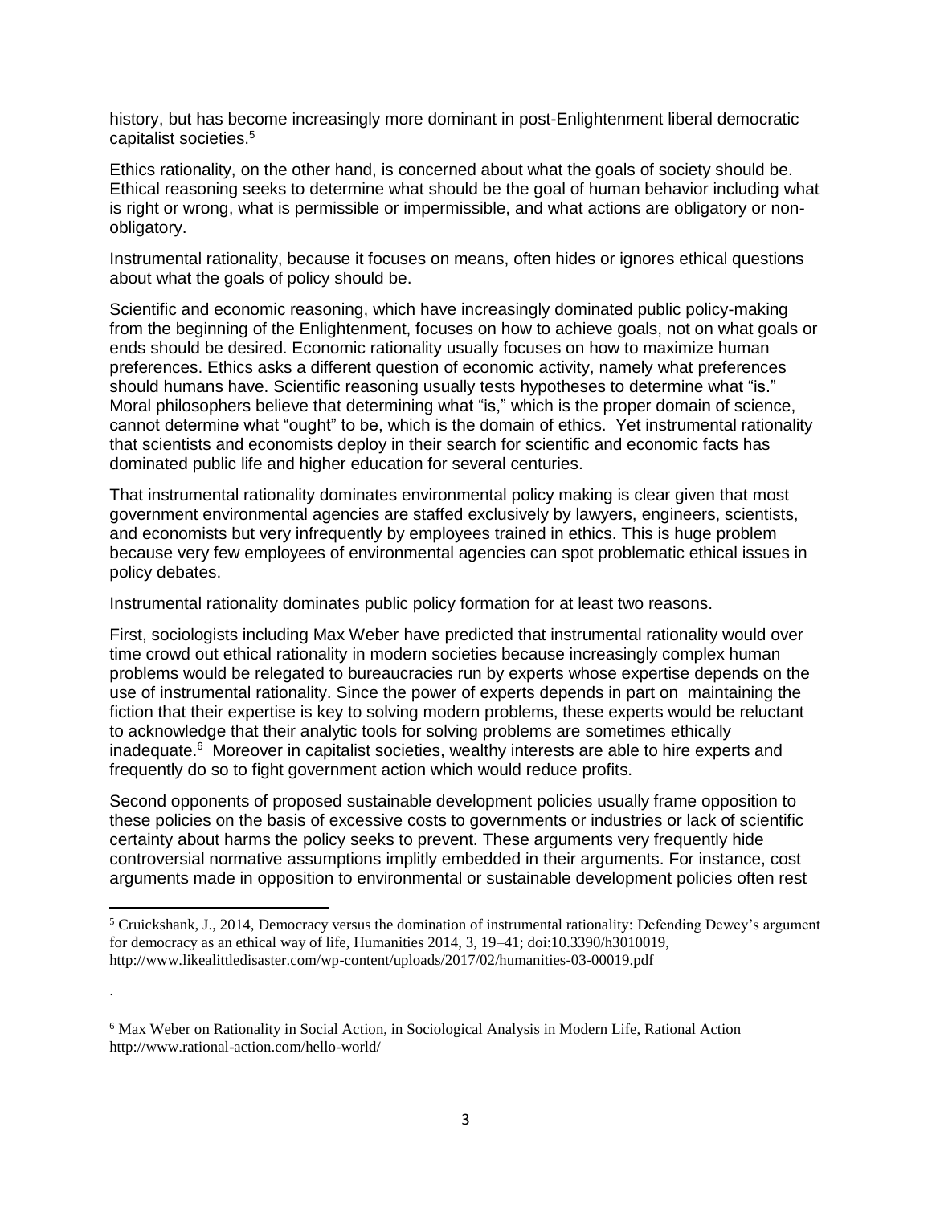history, but has become increasingly more dominant in post-Enlightenment liberal democratic capitalist societies.[5]

Ethics rationality, on the other hand, is concerned about what the goals of society should be. Ethical reasoning seeks to determine what should be the goal of human behavior including what is right or wrong, what is permissible or impermissible, and what actions are obligatory or non-obligatory.

Instrumental rationality, because it focuses on means, often hides or ignores ethical questions about what the goals of policy should be.

Scientific and economic reasoning, which have increasingly dominated public policy-making from the beginning of the Enlightenment, focuses on how to achieve goals, not on what goals or ends should be desired. Economic rationality usually focuses on how to maximize human preferences. Ethics asks a different question of economic activity, namely what preferences should humans have. Scientific reasoning usually tests hypotheses to determine what "is." Moral philosophers believe that determining what "is," which is the proper domain of science, cannot determine what "ought" to be, which is the domain of ethics. Yet instrumental rationality that scientists and economists deploy in their search for scientific and economic facts has dominated public life and higher education for several centuries.

That instrumental rationality dominates environmental policy making is clear given that most government environmental agencies are staffed exclusively by lawyers, engineers, scientists, and economists but very infrequently by employees trained in ethics. This is huge problem because very few employees of environmental agencies can spot problematic ethical issues in policy debates.

Instrumental rationality dominates public policy formation for at least two reasons.

First, sociologists including Max Weber have predicted that instrumental rationality would over time crowd out ethical rationality in modern societies because increasingly complex human problems would be relegated to bureaucracies run by experts whose expertise depends on the use of instrumental rationality. Since the power of experts depends in part on maintaining the fiction that their expertise is key to solving modern problems, these experts would be reluctant to acknowledge that their analytic tools for solving problems are sometimes ethically inadequate.[6] Moreover in capitalist societies, wealthy interests are able to hire experts and frequently do so to fight government action which would reduce profits.

Second opponents of proposed sustainable development policies usually frame opposition to these policies on the basis of excessive costs to governments or industries or lack of scientific certainty about harms the policy seeks to prevent. These arguments very frequently hide controversial normative assumptions implitly embedded in their arguments. For instance, cost arguments made in opposition to environmental or sustainable development policies often rest

---

[5] Cruickshank, J., 2014, Democracy versus the domination of instrumental rationality: Defending Dewey's argument for democracy as an ethical way of life, Humanities 2014, 3, 19–41; doi:10.3390/h3010019, http://www.likealittledisaster.com/wp-content/uploads/2017/02/humanities-03-00019.pdf

.

[6] Max Weber on Rationality in Social Action, in Sociological Analysis in Modern Life, Rational Action http://www.rational-action.com/hello-world/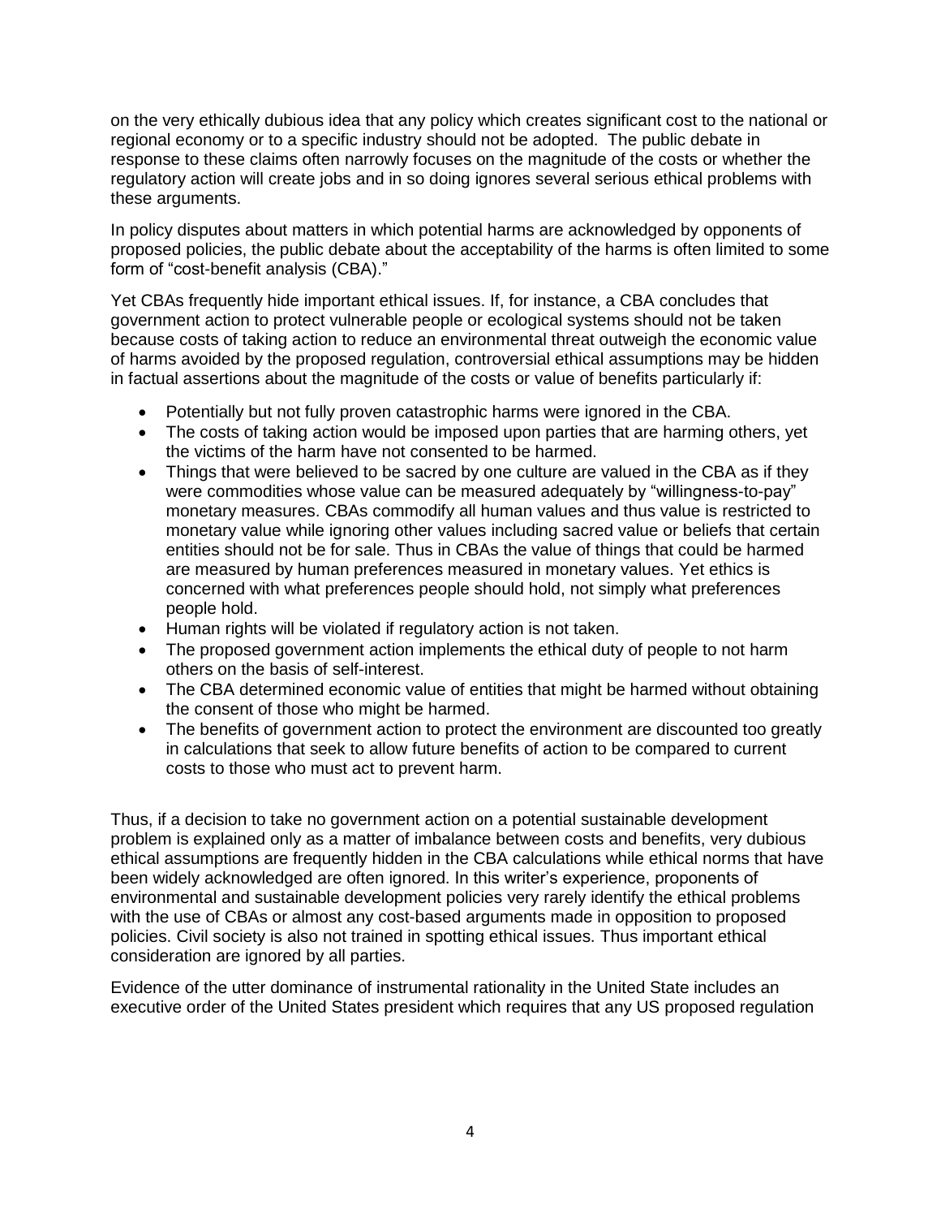on the very ethically dubious idea that any policy which creates significant cost to the national or regional economy or to a specific industry should not be adopted. The public debate in response to these claims often narrowly focuses on the magnitude of the costs or whether the regulatory action will create jobs and in so doing ignores several serious ethical problems with these arguments.

In policy disputes about matters in which potential harms are acknowledged by opponents of proposed policies, the public debate about the acceptability of the harms is often limited to some form of "cost-benefit analysis (CBA)."

Yet CBAs frequently hide important ethical issues. If, for instance, a CBA concludes that government action to protect vulnerable people or ecological systems should not be taken because costs of taking action to reduce an environmental threat outweigh the economic value of harms avoided by the proposed regulation, controversial ethical assumptions may be hidden in factual assertions about the magnitude of the costs or value of benefits particularly if:

- Potentially but not fully proven catastrophic harms were ignored in the CBA.
- The costs of taking action would be imposed upon parties that are harming others, yet the victims of the harm have not consented to be harmed.
- Things that were believed to be sacred by one culture are valued in the CBA as if they were commodities whose value can be measured adequately by "willingness-to-pay" monetary measures. CBAs commodify all human values and thus value is restricted to monetary value while ignoring other values including sacred value or beliefs that certain entities should not be for sale. Thus in CBAs the value of things that could be harmed are measured by human preferences measured in monetary values. Yet ethics is concerned with what preferences people should hold, not simply what preferences people hold.
- Human rights will be violated if regulatory action is not taken.
- The proposed government action implements the ethical duty of people to not harm others on the basis of self-interest.
- The CBA determined economic value of entities that might be harmed without obtaining the consent of those who might be harmed.
- The benefits of government action to protect the environment are discounted too greatly in calculations that seek to allow future benefits of action to be compared to current costs to those who must act to prevent harm.

Thus, if a decision to take no government action on a potential sustainable development problem is explained only as a matter of imbalance between costs and benefits, very dubious ethical assumptions are frequently hidden in the CBA calculations while ethical norms that have been widely acknowledged are often ignored. In this writer's experience, proponents of environmental and sustainable development policies very rarely identify the ethical problems with the use of CBAs or almost any cost-based arguments made in opposition to proposed policies. Civil society is also not trained in spotting ethical issues. Thus important ethical consideration are ignored by all parties.

Evidence of the utter dominance of instrumental rationality in the United State includes an executive order of the United States president which requires that any US proposed regulation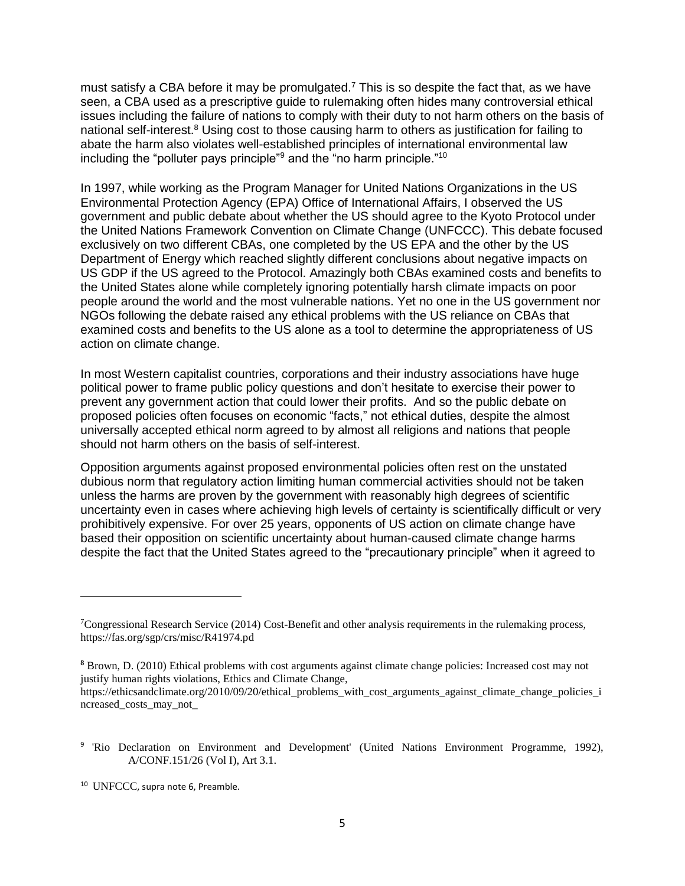must satisfy a CBA before it may be promulgated.[7] This is so despite the fact that, as we have seen, a CBA used as a prescriptive guide to rulemaking often hides many controversial ethical issues including the failure of nations to comply with their duty to not harm others on the basis of national self-interest.[8] Using cost to those causing harm to others as justification for failing to abate the harm also violates well-established principles of international environmental law including the "polluter pays principle"[9] and the "no harm principle."[10]

In 1997, while working as the Program Manager for United Nations Organizations in the US Environmental Protection Agency (EPA) Office of International Affairs, I observed the US government and public debate about whether the US should agree to the Kyoto Protocol under the United Nations Framework Convention on Climate Change (UNFCCC). This debate focused exclusively on two different CBAs, one completed by the US EPA and the other by the US Department of Energy which reached slightly different conclusions about negative impacts on US GDP if the US agreed to the Protocol. Amazingly both CBAs examined costs and benefits to the United States alone while completely ignoring potentially harsh climate impacts on poor people around the world and the most vulnerable nations. Yet no one in the US government nor NGOs following the debate raised any ethical problems with the US reliance on CBAs that examined costs and benefits to the US alone as a tool to determine the appropriateness of US action on climate change.

In most Western capitalist countries, corporations and their industry associations have huge political power to frame public policy questions and don't hesitate to exercise their power to prevent any government action that could lower their profits. And so the public debate on proposed policies often focuses on economic "facts," not ethical duties, despite the almost universally accepted ethical norm agreed to by almost all religions and nations that people should not harm others on the basis of self-interest.

Opposition arguments against proposed environmental policies often rest on the unstated dubious norm that regulatory action limiting human commercial activities should not be taken unless the harms are proven by the government with reasonably high degrees of scientific uncertainty even in cases where achieving high levels of certainty is scientifically difficult or very prohibitively expensive. For over 25 years, opponents of US action on climate change have based their opposition on scientific uncertainty about human-caused climate change harms despite the fact that the United States agreed to the "precautionary principle" when it agreed to

---

[7] Congressional Research Service (2014) Cost-Benefit and other analysis requirements in the rulemaking process, https://fas.org/sgp/crs/misc/R41974.pd

[8] Brown, D. (2010) Ethical problems with cost arguments against climate change policies: Increased cost may not justify human rights violations, Ethics and Climate Change, https://ethicsandclimate.org/2010/09/20/ethical_problems_with_cost_arguments_against_climate_change_policies_increased_costs_may_not_

[9] 'Rio Declaration on Environment and Development' (United Nations Environment Programme, 1992), A/CONF.151/26 (Vol I), Art 3.1.

[10] UNFCCC, supra note 6, Preamble.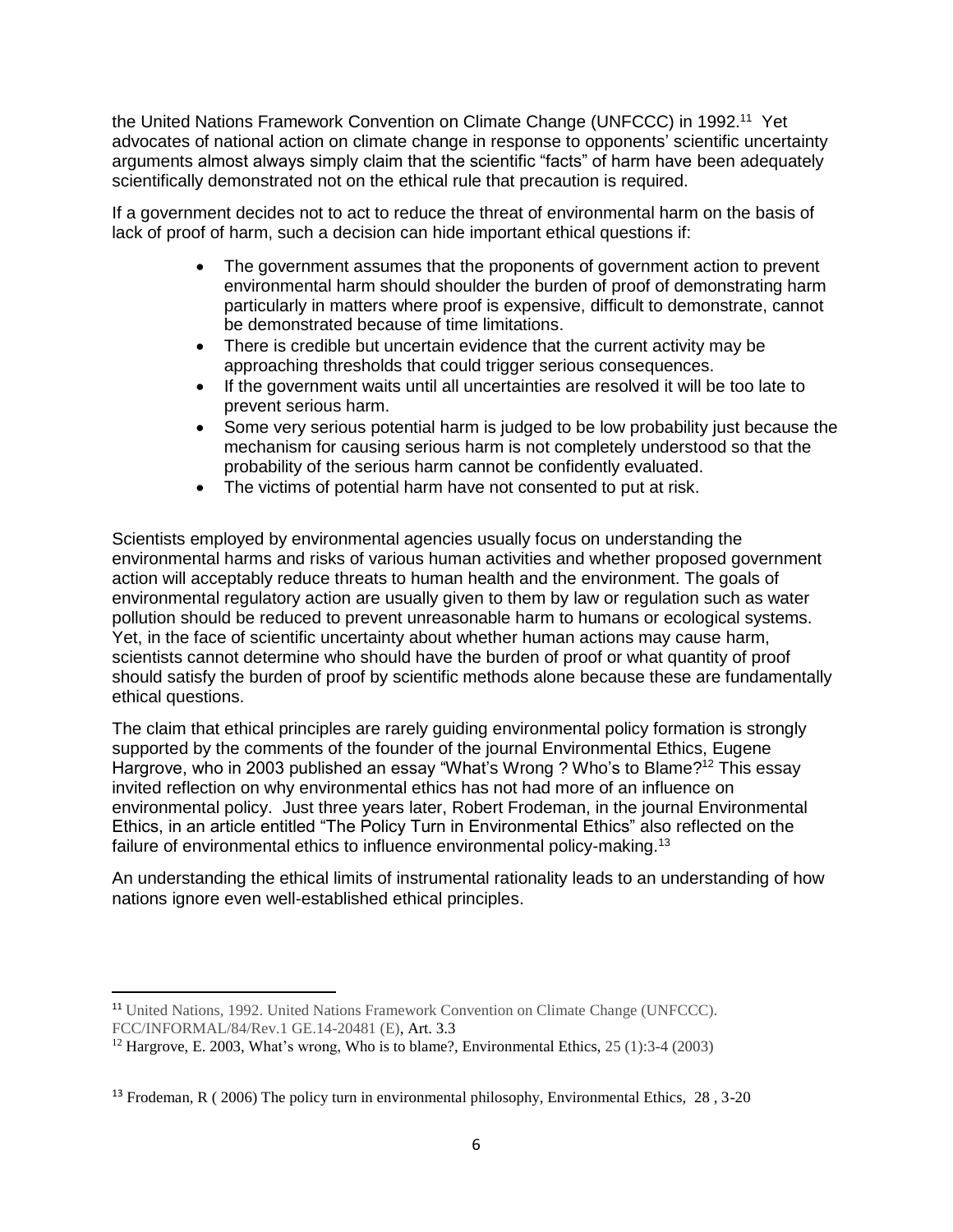the United Nations Framework Convention on Climate Change (UNFCCC) in 1992.[11] Yet advocates of national action on climate change in response to opponents' scientific uncertainty arguments almost always simply claim that the scientific "facts" of harm have been adequately scientifically demonstrated not on the ethical rule that precaution is required.

If a government decides not to act to reduce the threat of environmental harm on the basis of lack of proof of harm, such a decision can hide important ethical questions if:

- The government assumes that the proponents of government action to prevent environmental harm should shoulder the burden of proof of demonstrating harm particularly in matters where proof is expensive, difficult to demonstrate, cannot be demonstrated because of time limitations.
- There is credible but uncertain evidence that the current activity may be approaching thresholds that could trigger serious consequences.
- If the government waits until all uncertainties are resolved it will be too late to prevent serious harm.
- Some very serious potential harm is judged to be low probability just because the mechanism for causing serious harm is not completely understood so that the probability of the serious harm cannot be confidently evaluated.
- The victims of potential harm have not consented to put at risk.

Scientists employed by environmental agencies usually focus on understanding the environmental harms and risks of various human activities and whether proposed government action will acceptably reduce threats to human health and the environment. The goals of environmental regulatory action are usually given to them by law or regulation such as water pollution should be reduced to prevent unreasonable harm to humans or ecological systems. Yet, in the face of scientific uncertainty about whether human actions may cause harm, scientists cannot determine who should have the burden of proof or what quantity of proof should satisfy the burden of proof by scientific methods alone because these are fundamentally ethical questions.

The claim that ethical principles are rarely guiding environmental policy formation is strongly supported by the comments of the founder of the journal Environmental Ethics, Eugene Hargrove, who in 2003 published an essay "What's Wrong ? Who's to Blame?[12] This essay invited reflection on why environmental ethics has not had more of an influence on environmental policy. Just three years later, Robert Frodeman, in the journal Environmental Ethics, in an article entitled "The Policy Turn in Environmental Ethics" also reflected on the failure of environmental ethics to influence environmental policy-making.[13]

An understanding the ethical limits of instrumental rationality leads to an understanding of how nations ignore even well-established ethical principles.

---

[11] United Nations, 1992. United Nations Framework Convention on Climate Change (UNFCCC). FCC/INFORMAL/84/Rev.1 GE.14-20481 (E), Art. 3.3

[12] Hargrove, E. 2003, What's wrong, Who is to blame?, Environmental Ethics, 25 (1):3-4 (2003)

[13] Frodeman, R ( 2006) The policy turn in environmental philosophy, Environmental Ethics, 28 , 3-20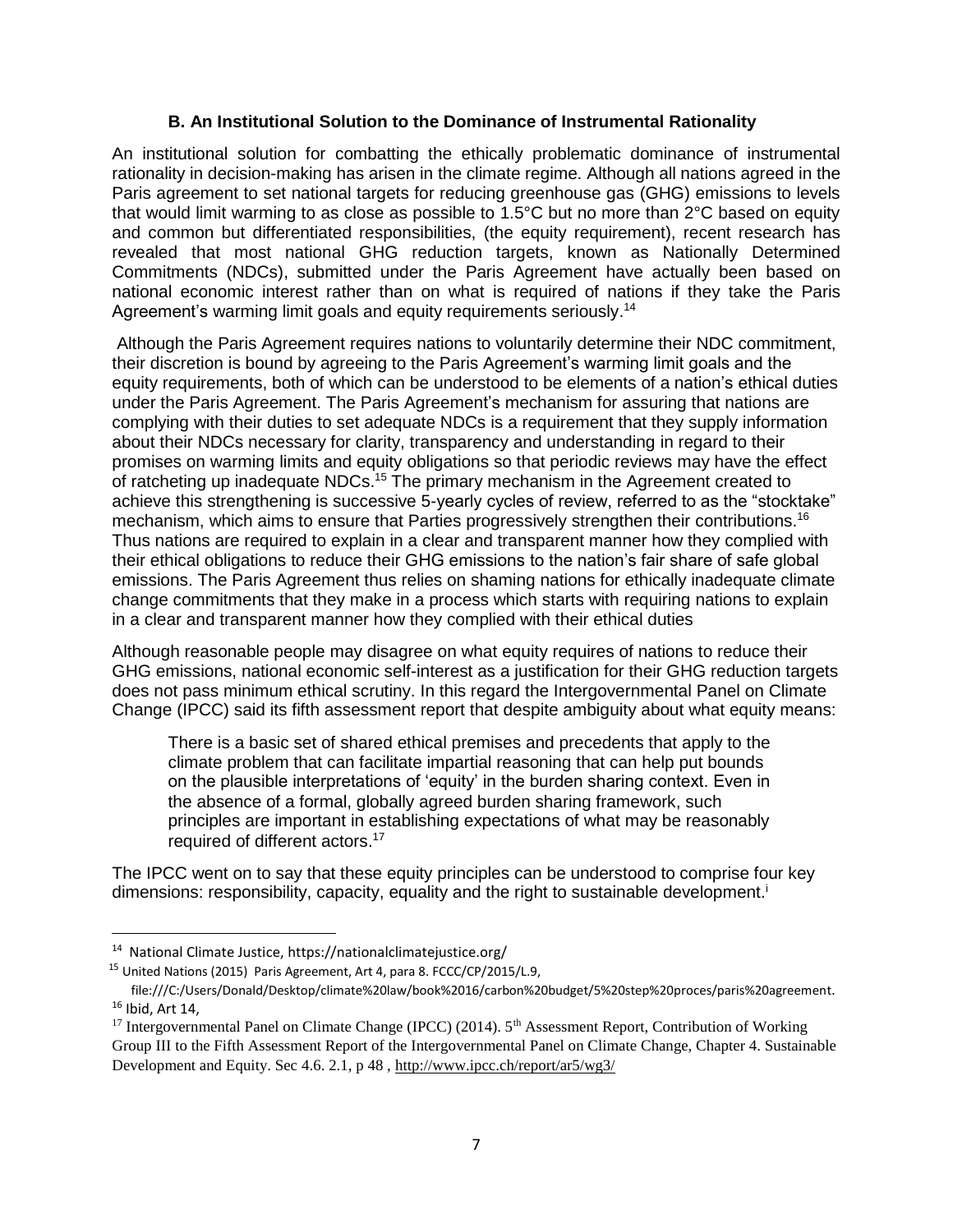### B. An Institutional Solution to the Dominance of Instrumental Rationality

An institutional solution for combatting the ethically problematic dominance of instrumental rationality in decision-making has arisen in the climate regime. Although all nations agreed in the Paris agreement to set national targets for reducing greenhouse gas (GHG) emissions to levels that would limit warming to as close as possible to 1.5°C but no more than 2°C based on equity and common but differentiated responsibilities, (the equity requirement), recent research has revealed that most national GHG reduction targets, known as Nationally Determined Commitments (NDCs), submitted under the Paris Agreement have actually been based on national economic interest rather than on what is required of nations if they take the Paris Agreement's warming limit goals and equity requirements seriously.[14]

Although the Paris Agreement requires nations to voluntarily determine their NDC commitment, their discretion is bound by agreeing to the Paris Agreement's warming limit goals and the equity requirements, both of which can be understood to be elements of a nation's ethical duties under the Paris Agreement. The Paris Agreement's mechanism for assuring that nations are complying with their duties to set adequate NDCs is a requirement that they supply information about their NDCs necessary for clarity, transparency and understanding in regard to their promises on warming limits and equity obligations so that periodic reviews may have the effect of ratcheting up inadequate NDCs.[15] The primary mechanism in the Agreement created to achieve this strengthening is successive 5-yearly cycles of review, referred to as the "stocktake" mechanism, which aims to ensure that Parties progressively strengthen their contributions.[16] Thus nations are required to explain in a clear and transparent manner how they complied with their ethical obligations to reduce their GHG emissions to the nation's fair share of safe global emissions. The Paris Agreement thus relies on shaming nations for ethically inadequate climate change commitments that they make in a process which starts with requiring nations to explain in a clear and transparent manner how they complied with their ethical duties

Although reasonable people may disagree on what equity requires of nations to reduce their GHG emissions, national economic self-interest as a justification for their GHG reduction targets does not pass minimum ethical scrutiny. In this regard the Intergovernmental Panel on Climate Change (IPCC) said its fifth assessment report that despite ambiguity about what equity means:

> There is a basic set of shared ethical premises and precedents that apply to the climate problem that can facilitate impartial reasoning that can help put bounds on the plausible interpretations of 'equity' in the burden sharing context. Even in the absence of a formal, globally agreed burden sharing framework, such principles are important in establishing expectations of what may be reasonably required of different actors.[17]

The IPCC went on to say that these equity principles can be understood to comprise four key dimensions: responsibility, capacity, equality and the right to sustainable development.[i]

---

[14] National Climate Justice, https://nationalclimatejustice.org/

[15] United Nations (2015) Paris Agreement, Art 4, para 8. FCCC/CP/2015/L.9, file:///C:/Users/Donald/Desktop/climate%20law/book%2016/carbon%20budget/5%20step%20proces/paris%20agreement.

[16] Ibid, Art 14,

[17] Intergovernmental Panel on Climate Change (IPCC) (2014). 5th Assessment Report, Contribution of Working Group III to the Fifth Assessment Report of the Intergovernmental Panel on Climate Change, Chapter 4. Sustainable Development and Equity. Sec 4.6. 2.1, p 48 , http://www.ipcc.ch/report/ar5/wg3/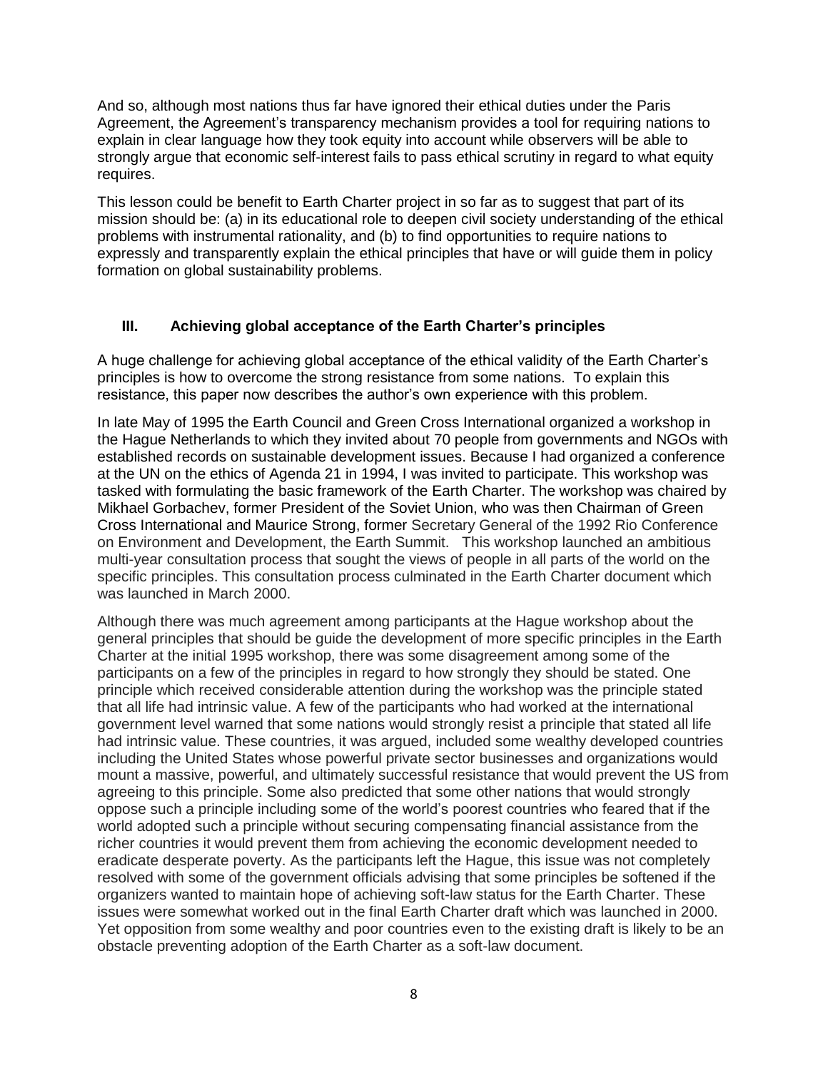And so, although most nations thus far have ignored their ethical duties under the Paris Agreement, the Agreement's transparency mechanism provides a tool for requiring nations to explain in clear language how they took equity into account while observers will be able to strongly argue that economic self-interest fails to pass ethical scrutiny in regard to what equity requires.

This lesson could be benefit to Earth Charter project in so far as to suggest that part of its mission should be: (a) in its educational role to deepen civil society understanding of the ethical problems with instrumental rationality, and (b) to find opportunities to require nations to expressly and transparently explain the ethical principles that have or will guide them in policy formation on global sustainability problems.

## III. Achieving global acceptance of the Earth Charter's principles

A huge challenge for achieving global acceptance of the ethical validity of the Earth Charter's principles is how to overcome the strong resistance from some nations. To explain this resistance, this paper now describes the author's own experience with this problem.

In late May of 1995 the Earth Council and Green Cross International organized a workshop in the Hague Netherlands to which they invited about 70 people from governments and NGOs with established records on sustainable development issues. Because I had organized a conference at the UN on the ethics of Agenda 21 in 1994, I was invited to participate. This workshop was tasked with formulating the basic framework of the Earth Charter. The workshop was chaired by Mikhael Gorbachev, former President of the Soviet Union, who was then Chairman of Green Cross International and Maurice Strong, former Secretary General of the 1992 Rio Conference on Environment and Development, the Earth Summit. This workshop launched an ambitious multi-year consultation process that sought the views of people in all parts of the world on the specific principles. This consultation process culminated in the Earth Charter document which was launched in March 2000.

Although there was much agreement among participants at the Hague workshop about the general principles that should be guide the development of more specific principles in the Earth Charter at the initial 1995 workshop, there was some disagreement among some of the participants on a few of the principles in regard to how strongly they should be stated. One principle which received considerable attention during the workshop was the principle stated that all life had intrinsic value. A few of the participants who had worked at the international government level warned that some nations would strongly resist a principle that stated all life had intrinsic value. These countries, it was argued, included some wealthy developed countries including the United States whose powerful private sector businesses and organizations would mount a massive, powerful, and ultimately successful resistance that would prevent the US from agreeing to this principle. Some also predicted that some other nations that would strongly oppose such a principle including some of the world's poorest countries who feared that if the world adopted such a principle without securing compensating financial assistance from the richer countries it would prevent them from achieving the economic development needed to eradicate desperate poverty. As the participants left the Hague, this issue was not completely resolved with some of the government officials advising that some principles be softened if the organizers wanted to maintain hope of achieving soft-law status for the Earth Charter. These issues were somewhat worked out in the final Earth Charter draft which was launched in 2000. Yet opposition from some wealthy and poor countries even to the existing draft is likely to be an obstacle preventing adoption of the Earth Charter as a soft-law document.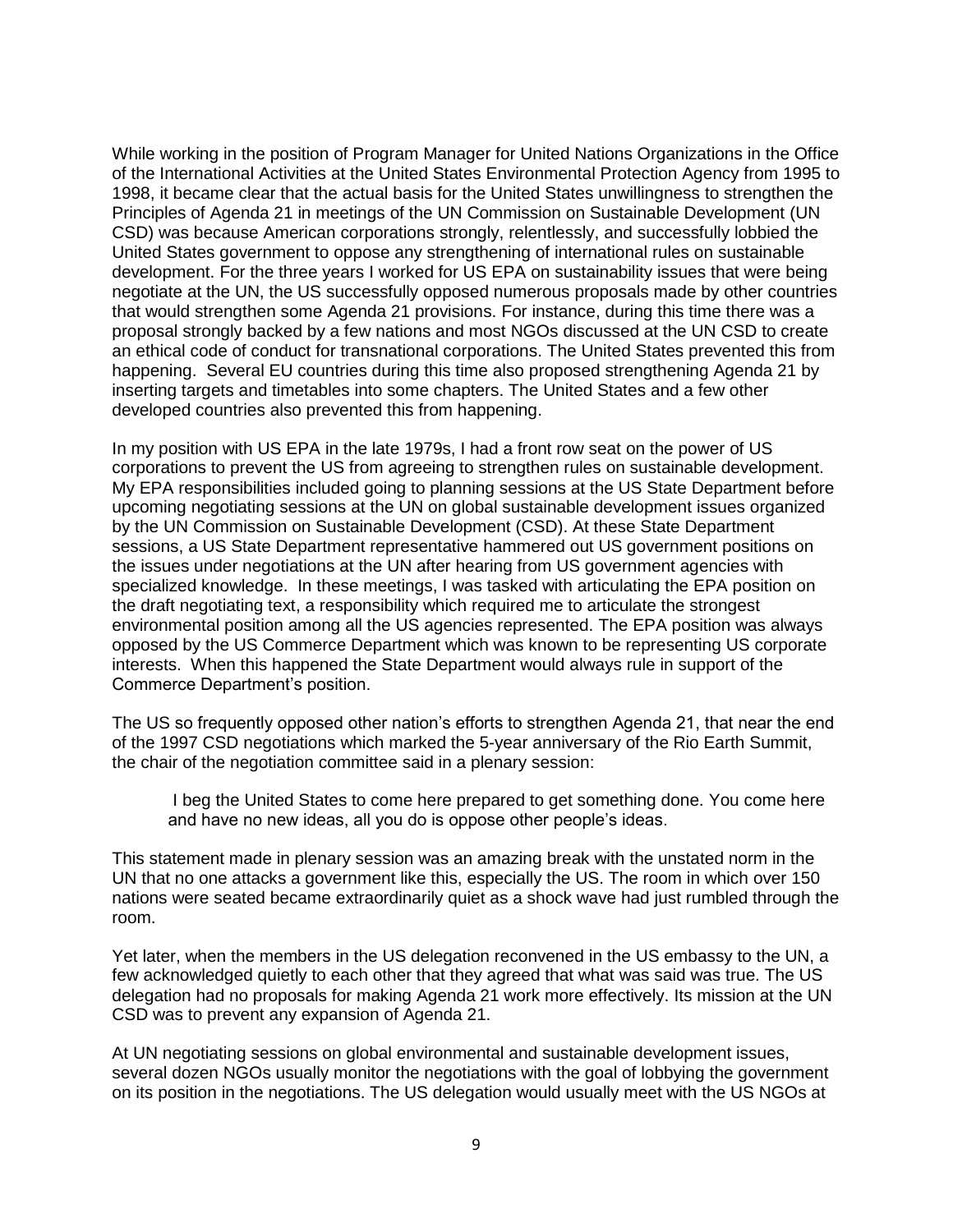While working in the position of Program Manager for United Nations Organizations in the Office of the International Activities at the United States Environmental Protection Agency from 1995 to 1998, it became clear that the actual basis for the United States unwillingness to strengthen the Principles of Agenda 21 in meetings of the UN Commission on Sustainable Development (UN CSD) was because American corporations strongly, relentlessly, and successfully lobbied the United States government to oppose any strengthening of international rules on sustainable development. For the three years I worked for US EPA on sustainability issues that were being negotiate at the UN, the US successfully opposed numerous proposals made by other countries that would strengthen some Agenda 21 provisions. For instance, during this time there was a proposal strongly backed by a few nations and most NGOs discussed at the UN CSD to create an ethical code of conduct for transnational corporations. The United States prevented this from happening. Several EU countries during this time also proposed strengthening Agenda 21 by inserting targets and timetables into some chapters. The United States and a few other developed countries also prevented this from happening.

In my position with US EPA in the late 1979s, I had a front row seat on the power of US corporations to prevent the US from agreeing to strengthen rules on sustainable development. My EPA responsibilities included going to planning sessions at the US State Department before upcoming negotiating sessions at the UN on global sustainable development issues organized by the UN Commission on Sustainable Development (CSD). At these State Department sessions, a US State Department representative hammered out US government positions on the issues under negotiations at the UN after hearing from US government agencies with specialized knowledge. In these meetings, I was tasked with articulating the EPA position on the draft negotiating text, a responsibility which required me to articulate the strongest environmental position among all the US agencies represented. The EPA position was always opposed by the US Commerce Department which was known to be representing US corporate interests. When this happened the State Department would always rule in support of the Commerce Department's position.

The US so frequently opposed other nation's efforts to strengthen Agenda 21, that near the end of the 1997 CSD negotiations which marked the 5-year anniversary of the Rio Earth Summit, the chair of the negotiation committee said in a plenary session:

> I beg the United States to come here prepared to get something done. You come here and have no new ideas, all you do is oppose other people's ideas.

This statement made in plenary session was an amazing break with the unstated norm in the UN that no one attacks a government like this, especially the US. The room in which over 150 nations were seated became extraordinarily quiet as a shock wave had just rumbled through the room.

Yet later, when the members in the US delegation reconvened in the US embassy to the UN, a few acknowledged quietly to each other that they agreed that what was said was true. The US delegation had no proposals for making Agenda 21 work more effectively. Its mission at the UN CSD was to prevent any expansion of Agenda 21.

At UN negotiating sessions on global environmental and sustainable development issues, several dozen NGOs usually monitor the negotiations with the goal of lobbying the government on its position in the negotiations. The US delegation would usually meet with the US NGOs at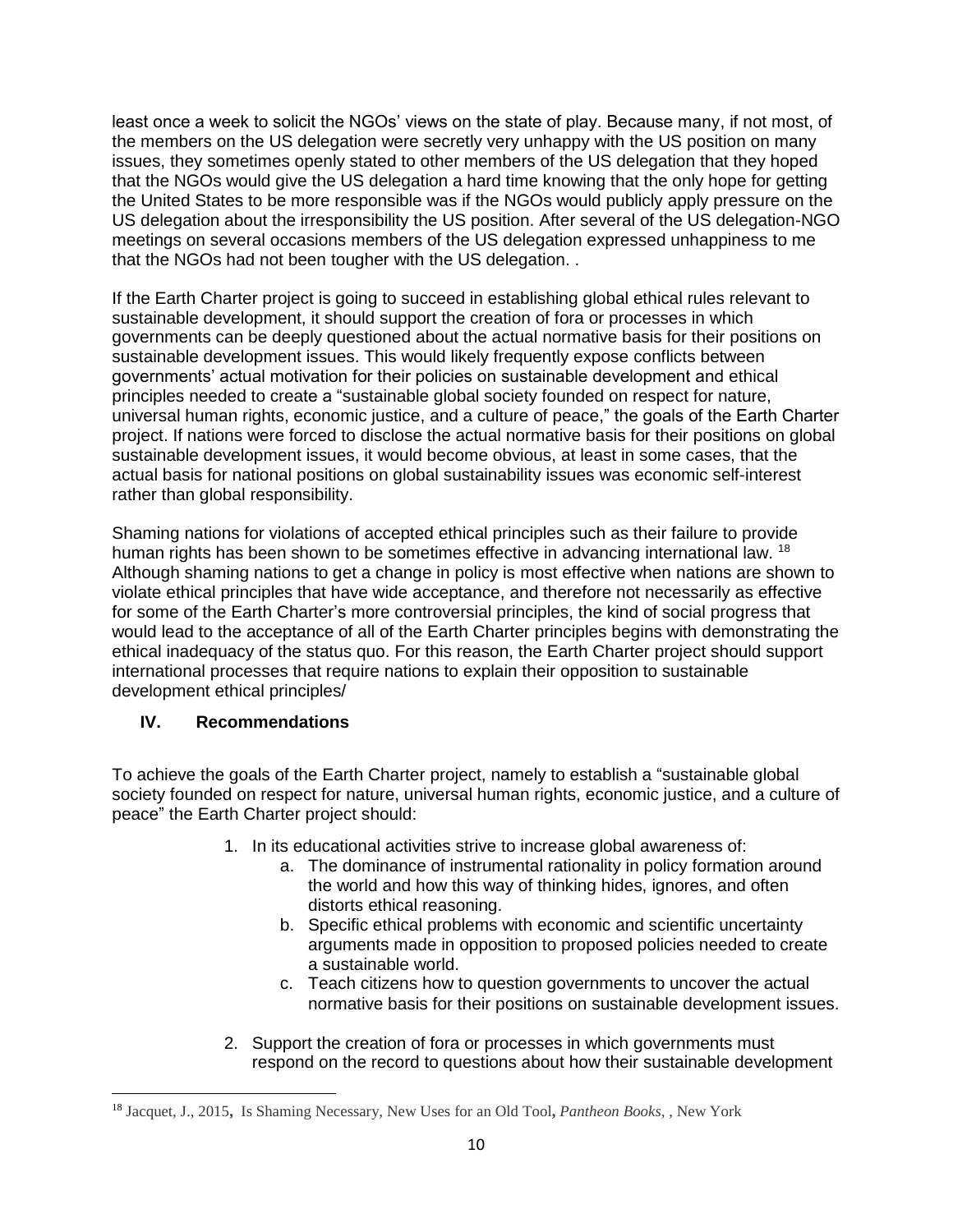least once a week to solicit the NGOs' views on the state of play. Because many, if not most, of the members on the US delegation were secretly very unhappy with the US position on many issues, they sometimes openly stated to other members of the US delegation that they hoped that the NGOs would give the US delegation a hard time knowing that the only hope for getting the United States to be more responsible was if the NGOs would publicly apply pressure on the US delegation about the irresponsibility the US position. After several of the US delegation-NGO meetings on several occasions members of the US delegation expressed unhappiness to me that the NGOs had not been tougher with the US delegation. .

If the Earth Charter project is going to succeed in establishing global ethical rules relevant to sustainable development, it should support the creation of fora or processes in which governments can be deeply questioned about the actual normative basis for their positions on sustainable development issues. This would likely frequently expose conflicts between governments' actual motivation for their policies on sustainable development and ethical principles needed to create a "sustainable global society founded on respect for nature, universal human rights, economic justice, and a culture of peace," the goals of the Earth Charter project. If nations were forced to disclose the actual normative basis for their positions on global sustainable development issues, it would become obvious, at least in some cases, that the actual basis for national positions on global sustainability issues was economic self-interest rather than global responsibility.

Shaming nations for violations of accepted ethical principles such as their failure to provide human rights has been shown to be sometimes effective in advancing international law. [18] Although shaming nations to get a change in policy is most effective when nations are shown to violate ethical principles that have wide acceptance, and therefore not necessarily as effective for some of the Earth Charter's more controversial principles, the kind of social progress that would lead to the acceptance of all of the Earth Charter principles begins with demonstrating the ethical inadequacy of the status quo. For this reason, the Earth Charter project should support international processes that require nations to explain their opposition to sustainable development ethical principles/

## IV. Recommendations

To achieve the goals of the Earth Charter project, namely to establish a "sustainable global society founded on respect for nature, universal human rights, economic justice, and a culture of peace" the Earth Charter project should:

1. In its educational activities strive to increase global awareness of:
   a. The dominance of instrumental rationality in policy formation around the world and how this way of thinking hides, ignores, and often distorts ethical reasoning.
   b. Specific ethical problems with economic and scientific uncertainty arguments made in opposition to proposed policies needed to create a sustainable world.
   c. Teach citizens how to question governments to uncover the actual normative basis for their positions on sustainable development issues.

2. Support the creation of fora or processes in which governments must respond on the record to questions about how their sustainable development

---

[18] Jacquet, J., 2015, Is Shaming Necessary, New Uses for an Old Tool, *Pantheon Books*, , New York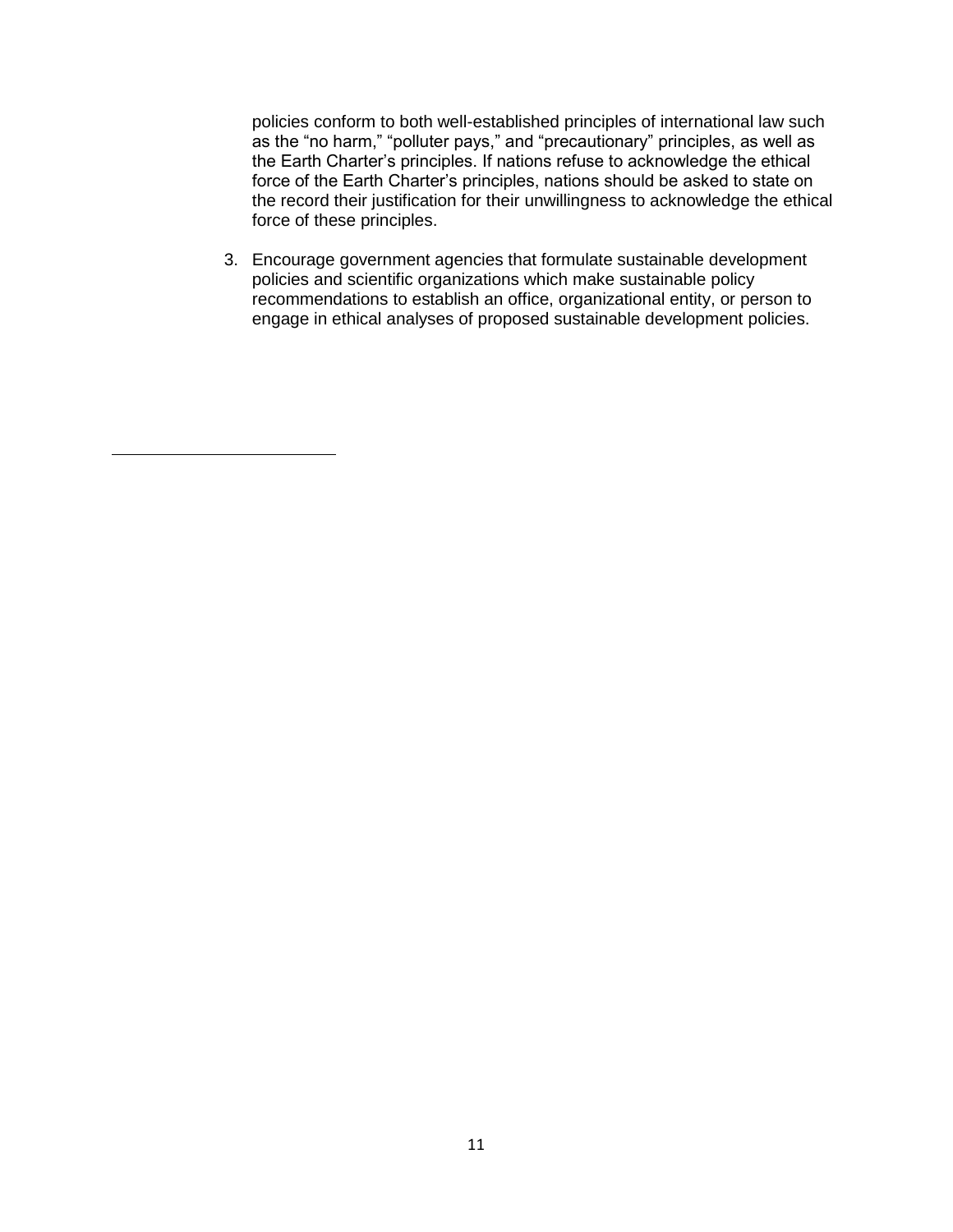policies conform to both well-established principles of international law such as the "no harm," "polluter pays," and "precautionary" principles, as well as the Earth Charter's principles. If nations refuse to acknowledge the ethical force of the Earth Charter's principles, nations should be asked to state on the record their justification for their unwillingness to acknowledge the ethical force of these principles.

3. Encourage government agencies that formulate sustainable development policies and scientific organizations which make sustainable policy recommendations to establish an office, organizational entity, or person to engage in ethical analyses of proposed sustainable development policies.